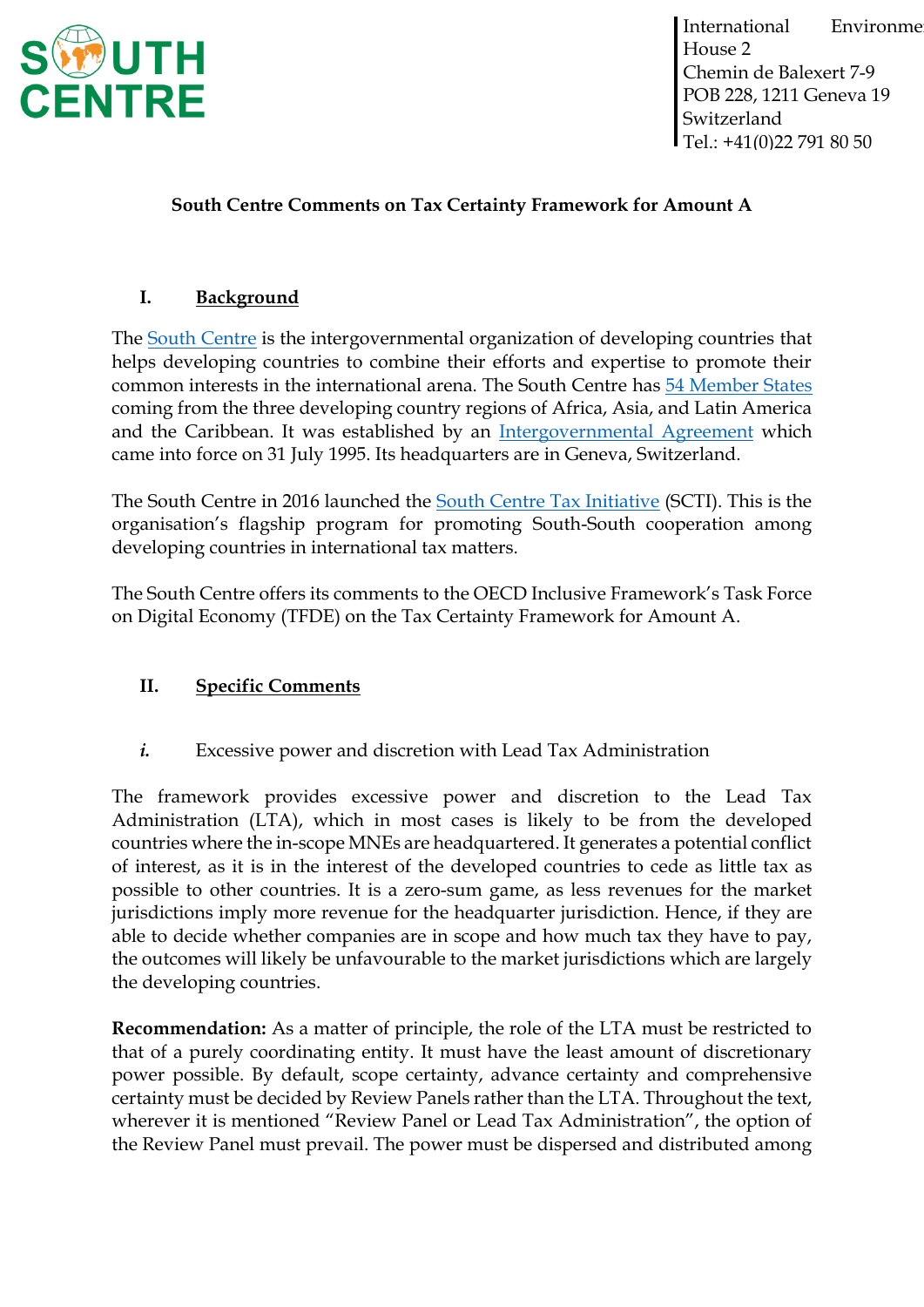SOUTH CENTRE

International Environment House 2
Chemin de Balexert 7-9
POB 228, 1211 Geneva 19
Switzerland
Tel.: +41(0)22 791 80 50

**South Centre Comments on Tax Certainty Framework for Amount A**

## I. Background

The South Centre is the intergovernmental organization of developing countries that helps developing countries to combine their efforts and expertise to promote their common interests in the international arena. The South Centre has 54 Member States coming from the three developing country regions of Africa, Asia, and Latin America and the Caribbean. It was established by an Intergovernmental Agreement which came into force on 31 July 1995. Its headquarters are in Geneva, Switzerland.

The South Centre in 2016 launched the South Centre Tax Initiative (SCTI). This is the organisation's flagship program for promoting South-South cooperation among developing countries in international tax matters.

The South Centre offers its comments to the OECD Inclusive Framework's Task Force on Digital Economy (TFDE) on the Tax Certainty Framework for Amount A.

## II. Specific Comments

### *i.* Excessive power and discretion with Lead Tax Administration

The framework provides excessive power and discretion to the Lead Tax Administration (LTA), which in most cases is likely to be from the developed countries where the in-scope MNEs are headquartered. It generates a potential conflict of interest, as it is in the interest of the developed countries to cede as little tax as possible to other countries. It is a zero-sum game, as less revenues for the market jurisdictions imply more revenue for the headquarter jurisdiction. Hence, if they are able to decide whether companies are in scope and how much tax they have to pay, the outcomes will likely be unfavourable to the market jurisdictions which are largely the developing countries.

**Recommendation:** As a matter of principle, the role of the LTA must be restricted to that of a purely coordinating entity. It must have the least amount of discretionary power possible. By default, scope certainty, advance certainty and comprehensive certainty must be decided by Review Panels rather than the LTA. Throughout the text, wherever it is mentioned "Review Panel or Lead Tax Administration", the option of the Review Panel must prevail. The power must be dispersed and distributed among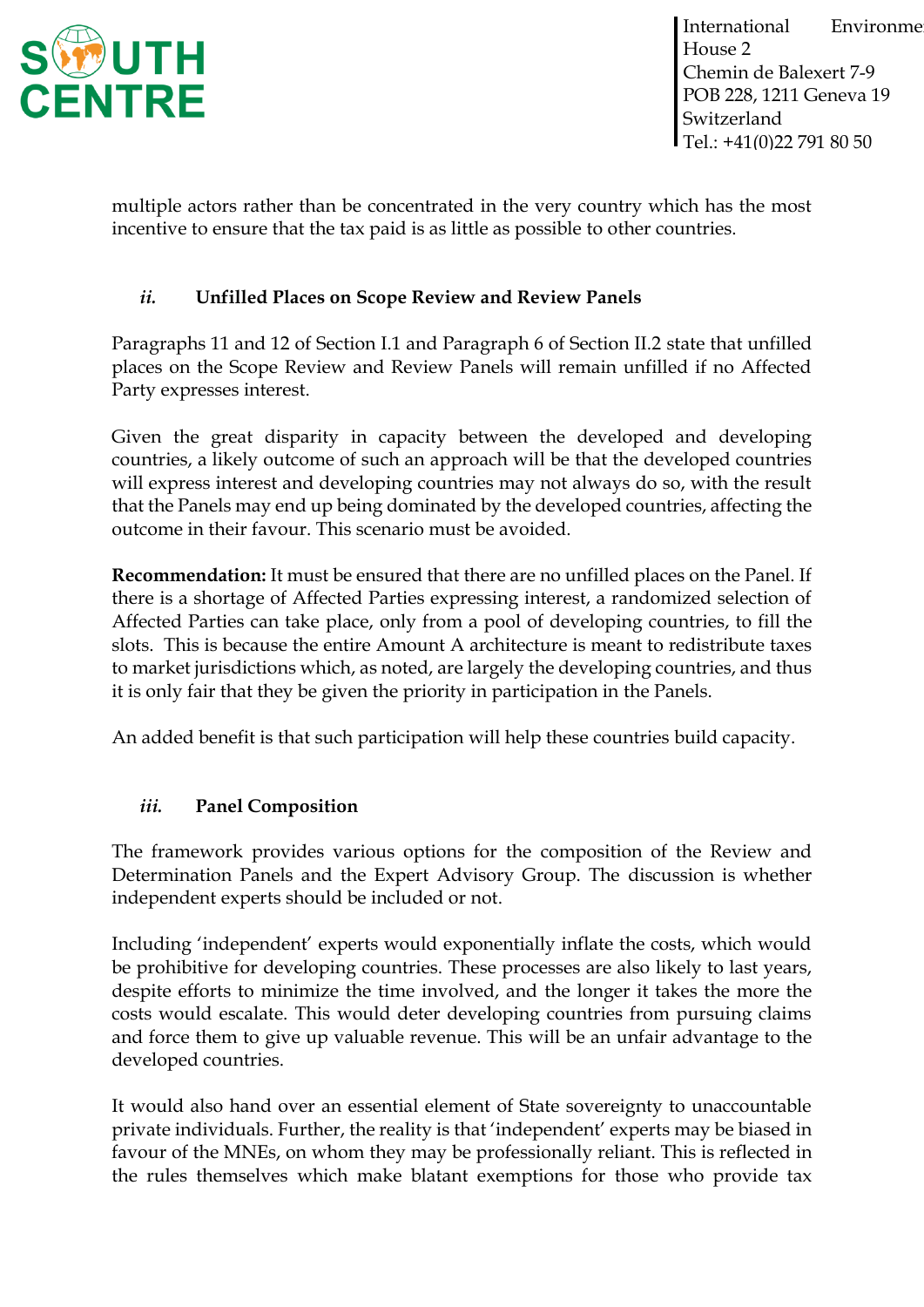multiple actors rather than be concentrated in the very country which has the most incentive to ensure that the tax paid is as little as possible to other countries.

### *ii.* Unfilled Places on Scope Review and Review Panels

Paragraphs 11 and 12 of Section I.1 and Paragraph 6 of Section II.2 state that unfilled places on the Scope Review and Review Panels will remain unfilled if no Affected Party expresses interest.

Given the great disparity in capacity between the developed and developing countries, a likely outcome of such an approach will be that the developed countries will express interest and developing countries may not always do so, with the result that the Panels may end up being dominated by the developed countries, affecting the outcome in their favour. This scenario must be avoided.

**Recommendation:** It must be ensured that there are no unfilled places on the Panel. If there is a shortage of Affected Parties expressing interest, a randomized selection of Affected Parties can take place, only from a pool of developing countries, to fill the slots. This is because the entire Amount A architecture is meant to redistribute taxes to market jurisdictions which, as noted, are largely the developing countries, and thus it is only fair that they be given the priority in participation in the Panels.

An added benefit is that such participation will help these countries build capacity.

### *iii.* Panel Composition

The framework provides various options for the composition of the Review and Determination Panels and the Expert Advisory Group. The discussion is whether independent experts should be included or not.

Including 'independent' experts would exponentially inflate the costs, which would be prohibitive for developing countries. These processes are also likely to last years, despite efforts to minimize the time involved, and the longer it takes the more the costs would escalate. This would deter developing countries from pursuing claims and force them to give up valuable revenue. This will be an unfair advantage to the developed countries.

It would also hand over an essential element of State sovereignty to unaccountable private individuals. Further, the reality is that 'independent' experts may be biased in favour of the MNEs, on whom they may be professionally reliant. This is reflected in the rules themselves which make blatant exemptions for those who provide tax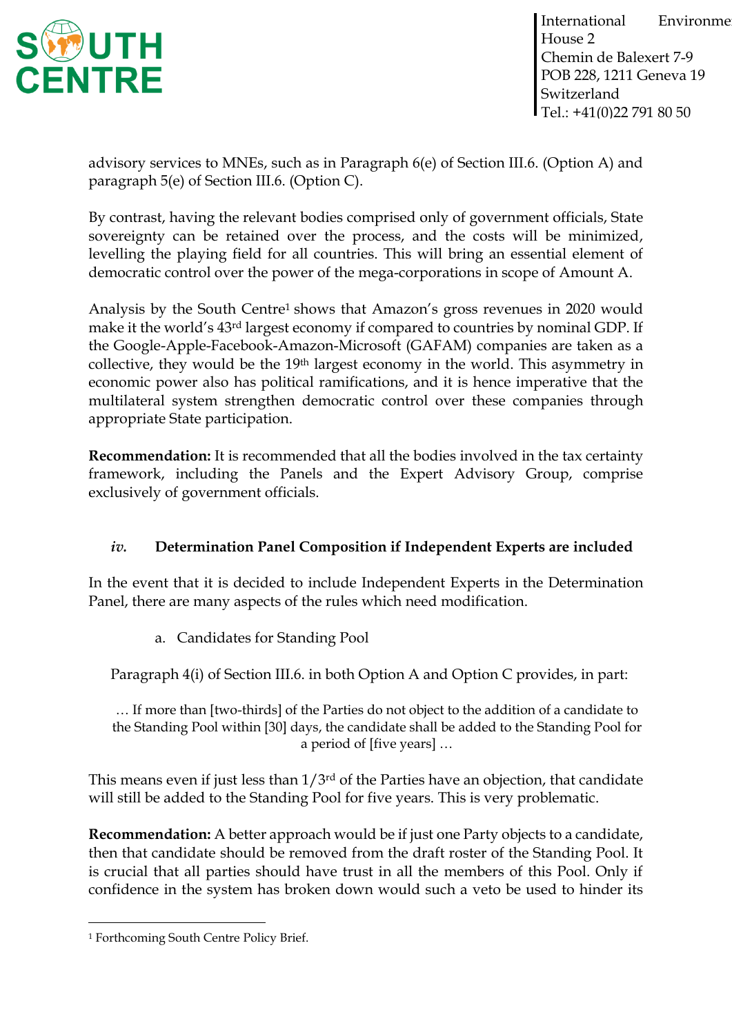advisory services to MNEs, such as in Paragraph 6(e) of Section III.6. (Option A) and paragraph 5(e) of Section III.6. (Option C).

By contrast, having the relevant bodies comprised only of government officials, State sovereignty can be retained over the process, and the costs will be minimized, levelling the playing field for all countries. This will bring an essential element of democratic control over the power of the mega-corporations in scope of Amount A.

Analysis by the South Centre[1] shows that Amazon's gross revenues in 2020 would make it the world's 43rd largest economy if compared to countries by nominal GDP. If the Google-Apple-Facebook-Amazon-Microsoft (GAFAM) companies are taken as a collective, they would be the 19th largest economy in the world. This asymmetry in economic power also has political ramifications, and it is hence imperative that the multilateral system strengthen democratic control over these companies through appropriate State participation.

**Recommendation:** It is recommended that all the bodies involved in the tax certainty framework, including the Panels and the Expert Advisory Group, comprise exclusively of government officials.

### *iv.* Determination Panel Composition if Independent Experts are included

In the event that it is decided to include Independent Experts in the Determination Panel, there are many aspects of the rules which need modification.

a. Candidates for Standing Pool

Paragraph 4(i) of Section III.6. in both Option A and Option C provides, in part:

> … If more than [two-thirds] of the Parties do not object to the addition of a candidate to the Standing Pool within [30] days, the candidate shall be added to the Standing Pool for a period of [five years] …

This means even if just less than 1/3rd of the Parties have an objection, that candidate will still be added to the Standing Pool for five years. This is very problematic.

**Recommendation:** A better approach would be if just one Party objects to a candidate, then that candidate should be removed from the draft roster of the Standing Pool. It is crucial that all parties should have trust in all the members of this Pool. Only if confidence in the system has broken down would such a veto be used to hinder its

---

[1] Forthcoming South Centre Policy Brief.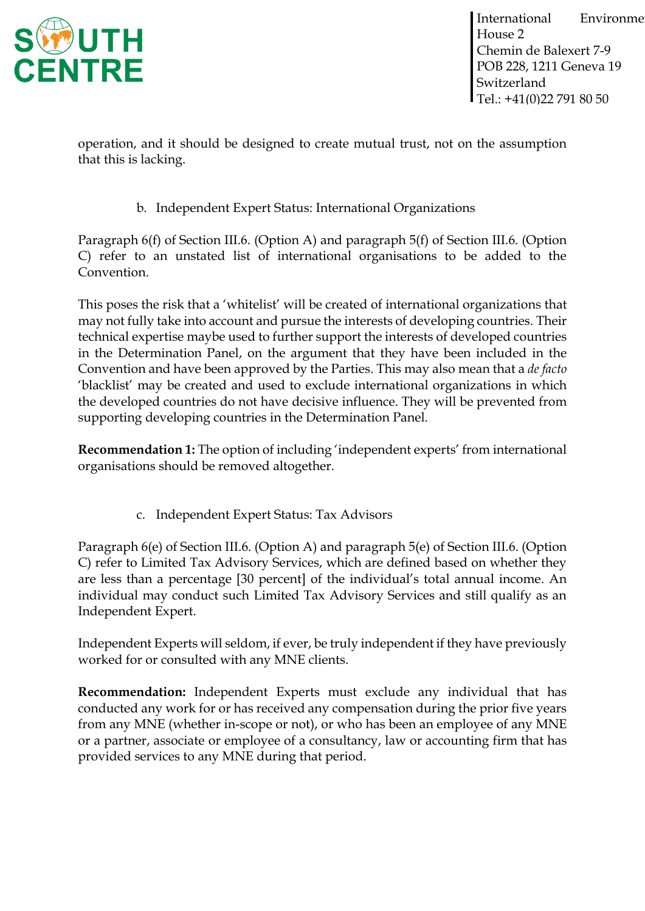operation, and it should be designed to create mutual trust, not on the assumption that this is lacking.

### b. Independent Expert Status: International Organizations

Paragraph 6(f) of Section III.6. (Option A) and paragraph 5(f) of Section III.6. (Option C) refer to an unstated list of international organisations to be added to the Convention.

This poses the risk that a 'whitelist' will be created of international organizations that may not fully take into account and pursue the interests of developing countries. Their technical expertise maybe used to further support the interests of developed countries in the Determination Panel, on the argument that they have been included in the Convention and have been approved by the Parties. This may also mean that a *de facto* 'blacklist' may be created and used to exclude international organizations in which the developed countries do not have decisive influence. They will be prevented from supporting developing countries in the Determination Panel.

**Recommendation 1:** The option of including 'independent experts' from international organisations should be removed altogether.

### c. Independent Expert Status: Tax Advisors

Paragraph 6(e) of Section III.6. (Option A) and paragraph 5(e) of Section III.6. (Option C) refer to Limited Tax Advisory Services, which are defined based on whether they are less than a percentage [30 percent] of the individual's total annual income. An individual may conduct such Limited Tax Advisory Services and still qualify as an Independent Expert.

Independent Experts will seldom, if ever, be truly independent if they have previously worked for or consulted with any MNE clients.

**Recommendation:** Independent Experts must exclude any individual that has conducted any work for or has received any compensation during the prior five years from any MNE (whether in-scope or not), or who has been an employee of any MNE or a partner, associate or employee of a consultancy, law or accounting firm that has provided services to any MNE during that period.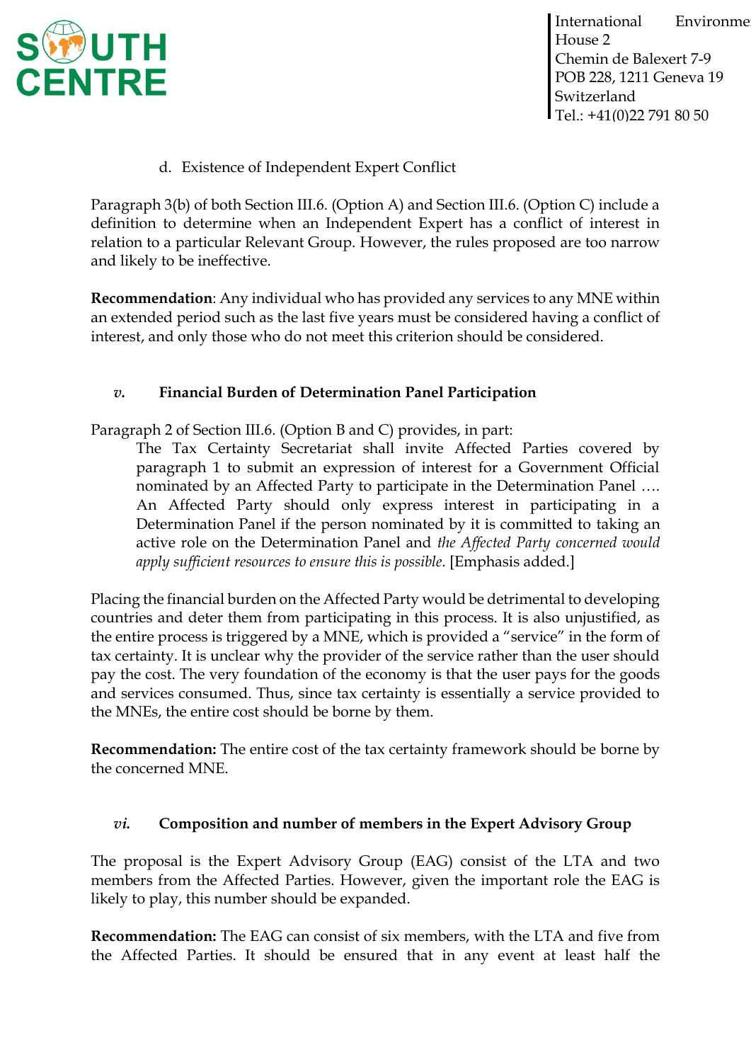d. Existence of Independent Expert Conflict

Paragraph 3(b) of both Section III.6. (Option A) and Section III.6. (Option C) include a definition to determine when an Independent Expert has a conflict of interest in relation to a particular Relevant Group. However, the rules proposed are too narrow and likely to be ineffective.

**Recommendation**: Any individual who has provided any services to any MNE within an extended period such as the last five years must be considered having a conflict of interest, and only those who do not meet this criterion should be considered.

### *v.* Financial Burden of Determination Panel Participation

Paragraph 2 of Section III.6. (Option B and C) provides, in part:

> The Tax Certainty Secretariat shall invite Affected Parties covered by paragraph 1 to submit an expression of interest for a Government Official nominated by an Affected Party to participate in the Determination Panel …. An Affected Party should only express interest in participating in a Determination Panel if the person nominated by it is committed to taking an active role on the Determination Panel and *the Affected Party concerned would apply sufficient resources to ensure this is possible*. [Emphasis added.]

Placing the financial burden on the Affected Party would be detrimental to developing countries and deter them from participating in this process. It is also unjustified, as the entire process is triggered by a MNE, which is provided a "service" in the form of tax certainty. It is unclear why the provider of the service rather than the user should pay the cost. The very foundation of the economy is that the user pays for the goods and services consumed. Thus, since tax certainty is essentially a service provided to the MNEs, the entire cost should be borne by them.

**Recommendation:** The entire cost of the tax certainty framework should be borne by the concerned MNE.

### *vi.* Composition and number of members in the Expert Advisory Group

The proposal is the Expert Advisory Group (EAG) consist of the LTA and two members from the Affected Parties. However, given the important role the EAG is likely to play, this number should be expanded.

**Recommendation:** The EAG can consist of six members, with the LTA and five from the Affected Parties. It should be ensured that in any event at least half the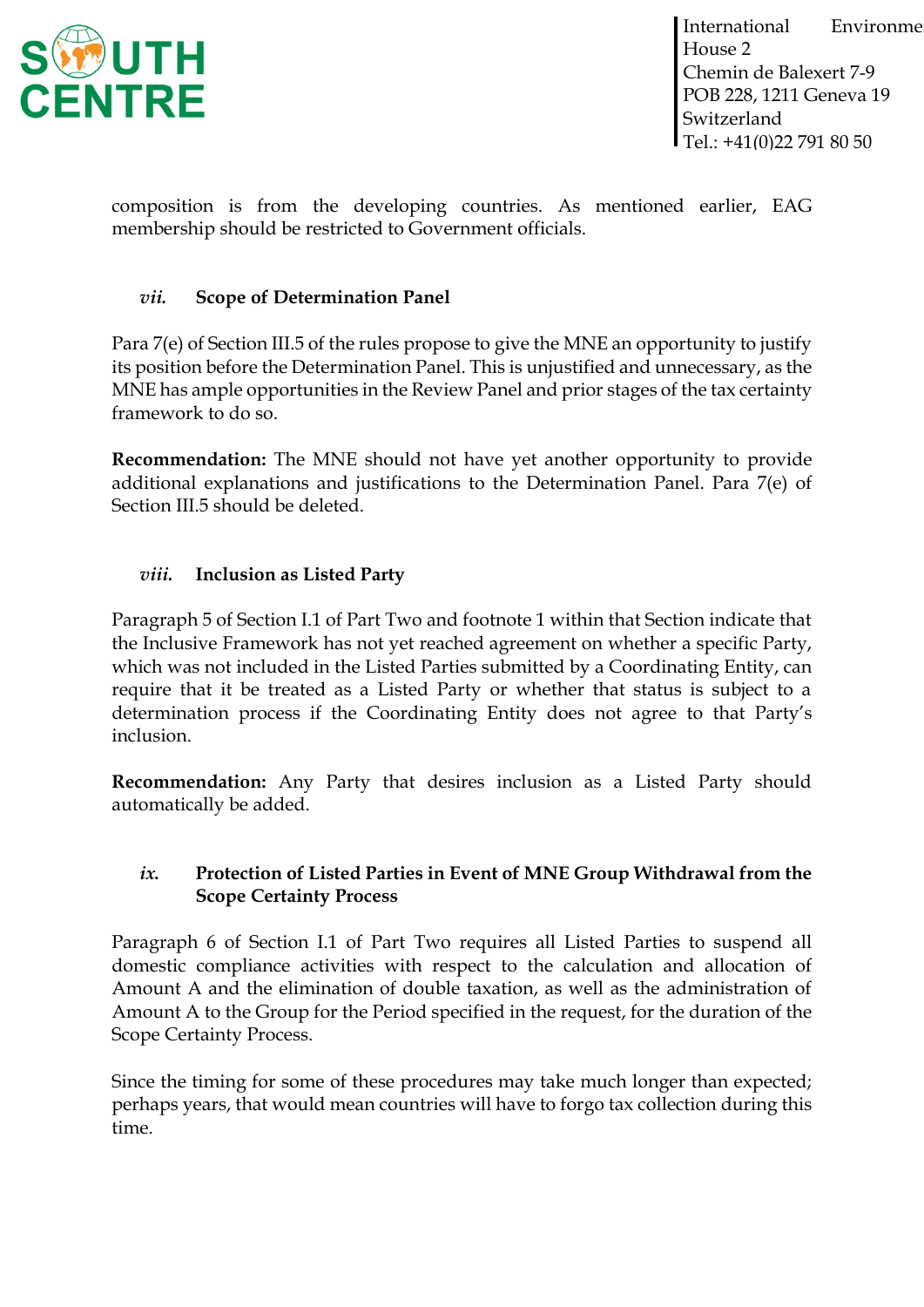composition is from the developing countries. As mentioned earlier, EAG membership should be restricted to Government officials.

### *vii.* Scope of Determination Panel

Para 7(e) of Section III.5 of the rules propose to give the MNE an opportunity to justify its position before the Determination Panel. This is unjustified and unnecessary, as the MNE has ample opportunities in the Review Panel and prior stages of the tax certainty framework to do so.

**Recommendation:** The MNE should not have yet another opportunity to provide additional explanations and justifications to the Determination Panel. Para 7(e) of Section III.5 should be deleted.

### *viii.* Inclusion as Listed Party

Paragraph 5 of Section I.1 of Part Two and footnote 1 within that Section indicate that the Inclusive Framework has not yet reached agreement on whether a specific Party, which was not included in the Listed Parties submitted by a Coordinating Entity, can require that it be treated as a Listed Party or whether that status is subject to a determination process if the Coordinating Entity does not agree to that Party's inclusion.

**Recommendation:** Any Party that desires inclusion as a Listed Party should automatically be added.

### *ix.* Protection of Listed Parties in Event of MNE Group Withdrawal from the Scope Certainty Process

Paragraph 6 of Section I.1 of Part Two requires all Listed Parties to suspend all domestic compliance activities with respect to the calculation and allocation of Amount A and the elimination of double taxation, as well as the administration of Amount A to the Group for the Period specified in the request, for the duration of the Scope Certainty Process.

Since the timing for some of these procedures may take much longer than expected; perhaps years, that would mean countries will have to forgo tax collection during this time.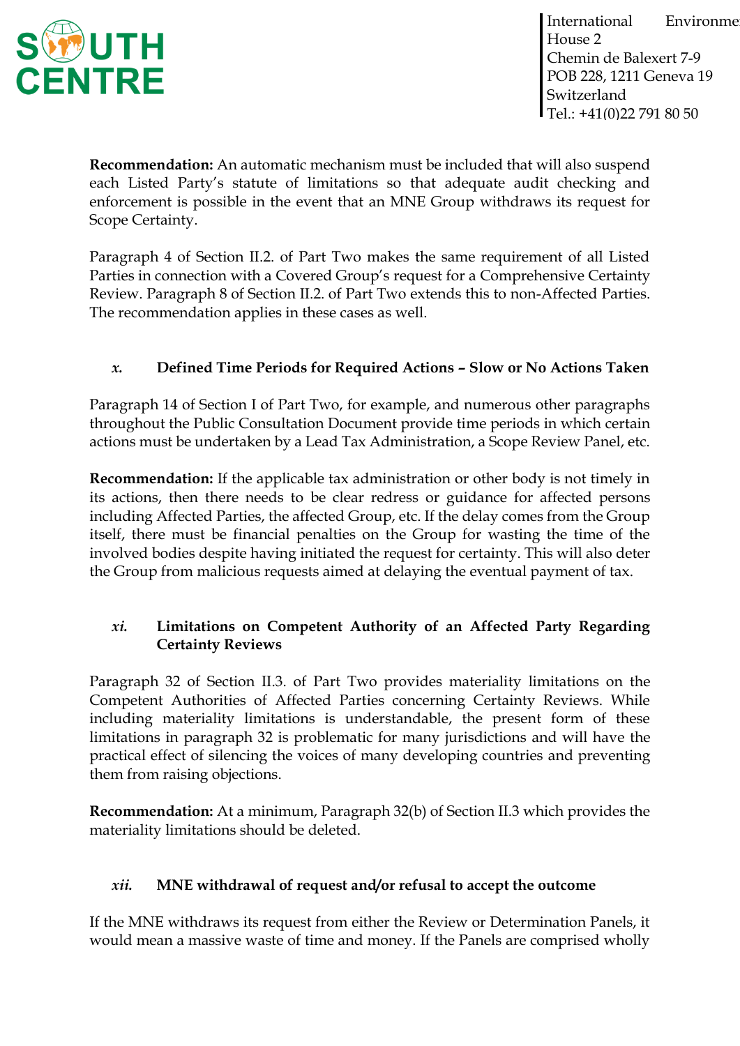**Recommendation:** An automatic mechanism must be included that will also suspend each Listed Party's statute of limitations so that adequate audit checking and enforcement is possible in the event that an MNE Group withdraws its request for Scope Certainty.

Paragraph 4 of Section II.2. of Part Two makes the same requirement of all Listed Parties in connection with a Covered Group's request for a Comprehensive Certainty Review. Paragraph 8 of Section II.2. of Part Two extends this to non-Affected Parties. The recommendation applies in these cases as well.

### *x.* Defined Time Periods for Required Actions – Slow or No Actions Taken

Paragraph 14 of Section I of Part Two, for example, and numerous other paragraphs throughout the Public Consultation Document provide time periods in which certain actions must be undertaken by a Lead Tax Administration, a Scope Review Panel, etc.

**Recommendation:** If the applicable tax administration or other body is not timely in its actions, then there needs to be clear redress or guidance for affected persons including Affected Parties, the affected Group, etc. If the delay comes from the Group itself, there must be financial penalties on the Group for wasting the time of the involved bodies despite having initiated the request for certainty. This will also deter the Group from malicious requests aimed at delaying the eventual payment of tax.

### *xi.* Limitations on Competent Authority of an Affected Party Regarding Certainty Reviews

Paragraph 32 of Section II.3. of Part Two provides materiality limitations on the Competent Authorities of Affected Parties concerning Certainty Reviews. While including materiality limitations is understandable, the present form of these limitations in paragraph 32 is problematic for many jurisdictions and will have the practical effect of silencing the voices of many developing countries and preventing them from raising objections.

**Recommendation:** At a minimum, Paragraph 32(b) of Section II.3 which provides the materiality limitations should be deleted.

### *xii.* MNE withdrawal of request and/or refusal to accept the outcome

If the MNE withdraws its request from either the Review or Determination Panels, it would mean a massive waste of time and money. If the Panels are comprised wholly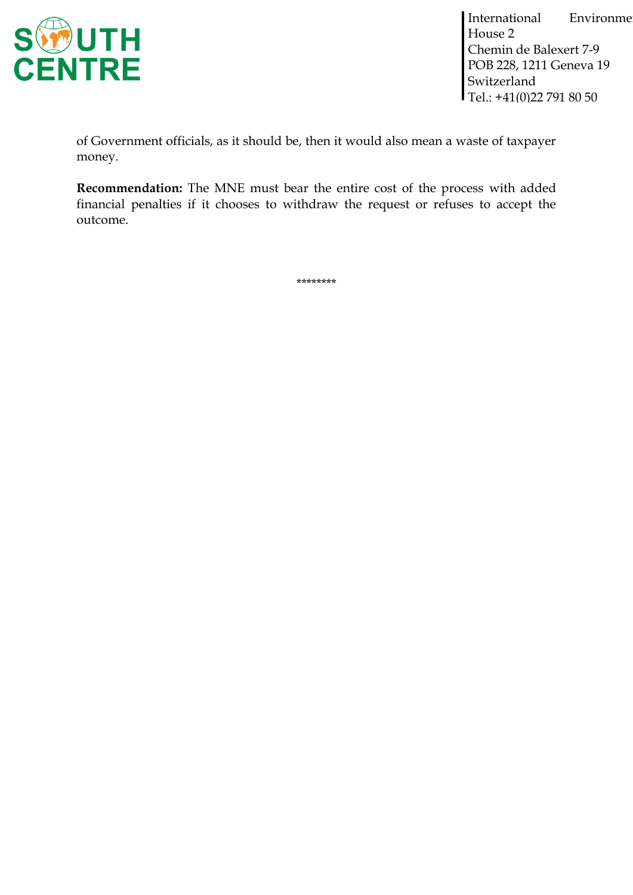of Government officials, as it should be, then it would also mean a waste of taxpayer money.

**Recommendation:** The MNE must bear the entire cost of the process with added financial penalties if it chooses to withdraw the request or refuses to accept the outcome.

********